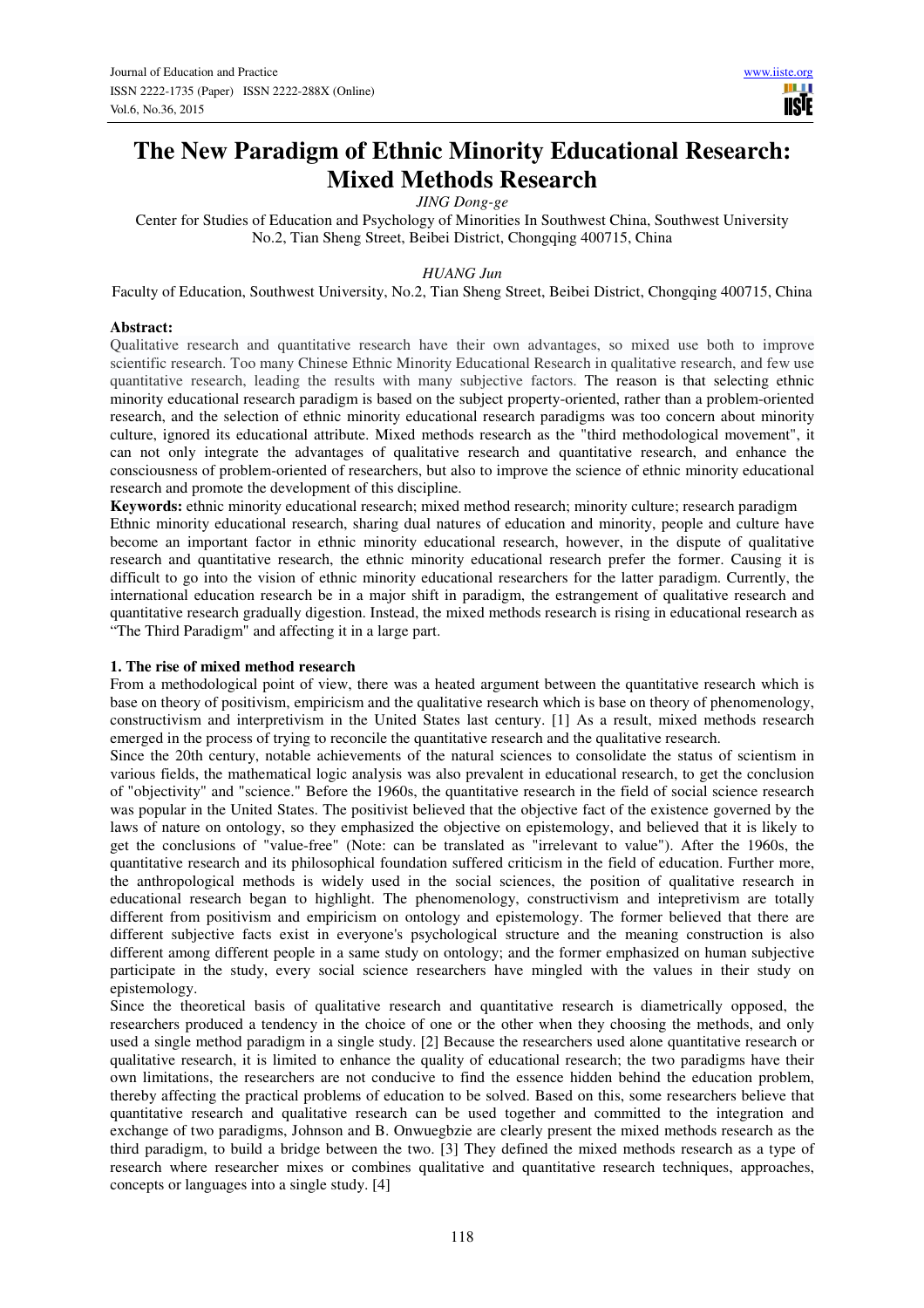# The New Paradigm of Ethnic Minority Educational Research: Mixed Methods Research

*JING Dong-ge*

Center for Studies of Education and Psychology of Minorities In Southwest China, Southwest University No.2, Tian Sheng Street, Beibei District, Chongqing 400715, China

*HUANG Jun*

Faculty of Education, Southwest University, No.2, Tian Sheng Street, Beibei District, Chongqing 400715, China

**Abstract:**

Qualitative research and quantitative research have their own advantages, so mixed use both to improve scientific research. Too many Chinese Ethnic Minority Educational Research in qualitative research, and few use quantitative research, leading the results with many subjective factors. The reason is that selecting ethnic minority educational research paradigm is based on the subject property-oriented, rather than a problem-oriented research, and the selection of ethnic minority educational research paradigms was too concern about minority culture, ignored its educational attribute. Mixed methods research as the "third methodological movement", it can not only integrate the advantages of qualitative research and quantitative research, and enhance the consciousness of problem-oriented of researchers, but also to improve the science of ethnic minority educational research and promote the development of this discipline.

**Keywords:** ethnic minority educational research; mixed method research; minority culture; research paradigm

Ethnic minority educational research, sharing dual natures of education and minority, people and culture have become an important factor in ethnic minority educational research, however, in the dispute of qualitative research and quantitative research, the ethnic minority educational research prefer the former. Causing it is difficult to go into the vision of ethnic minority educational researchers for the latter paradigm. Currently, the international education research be in a major shift in paradigm, the estrangement of qualitative research and quantitative research gradually digestion. Instead, the mixed methods research is rising in educational research as "The Third Paradigm" and affecting it in a large part.

## 1. The rise of mixed method research

From a methodological point of view, there was a heated argument between the quantitative research which is base on theory of positivism, empiricism and the qualitative research which is base on theory of phenomenology, constructivism and interpretivism in the United States last century. [1] As a result, mixed methods research emerged in the process of trying to reconcile the quantitative research and the qualitative research.

Since the 20th century, notable achievements of the natural sciences to consolidate the status of scientism in various fields, the mathematical logic analysis was also prevalent in educational research, to get the conclusion of "objectivity" and "science." Before the 1960s, the quantitative research in the field of social science research was popular in the United States. The positivist believed that the objective fact of the existence governed by the laws of nature on ontology, so they emphasized the objective on epistemology, and believed that it is likely to get the conclusions of "value-free" (Note: can be translated as "irrelevant to value"). After the 1960s, the quantitative research and its philosophical foundation suffered criticism in the field of education. Further more, the anthropological methods is widely used in the social sciences, the position of qualitative research in educational research began to highlight. The phenomenology, constructivism and intepretivism are totally different from positivism and empiricism on ontology and epistemology. The former believed that there are different subjective facts exist in everyone's psychological structure and the meaning construction is also different among different people in a same study on ontology; and the former emphasized on human subjective participate in the study, every social science researchers have mingled with the values in their study on epistemology.

Since the theoretical basis of qualitative research and quantitative research is diametrically opposed, the researchers produced a tendency in the choice of one or the other when they choosing the methods, and only used a single method paradigm in a single study. [2] Because the researchers used alone quantitative research or qualitative research, it is limited to enhance the quality of educational research; the two paradigms have their own limitations, the researchers are not conducive to find the essence hidden behind the education problem, thereby affecting the practical problems of education to be solved. Based on this, some researchers believe that quantitative research and qualitative research can be used together and committed to the integration and exchange of two paradigms, Johnson and B. Onwuegbzie are clearly present the mixed methods research as the third paradigm, to build a bridge between the two. [3] They defined the mixed methods research as a type of research where researcher mixes or combines qualitative and quantitative research techniques, approaches, concepts or languages into a single study. [4]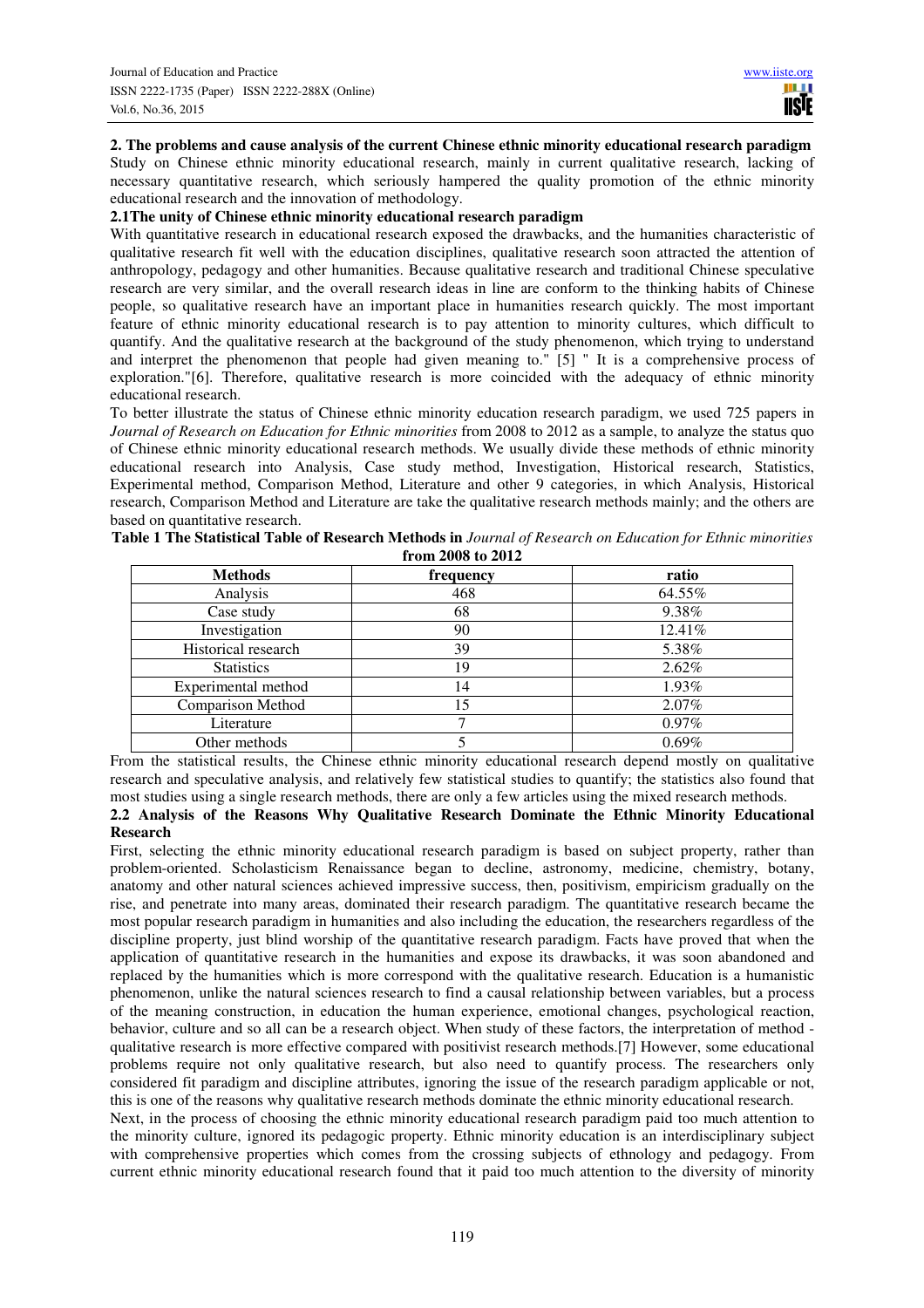## 2. The problems and cause analysis of the current Chinese ethnic minority educational research paradigm

Study on Chinese ethnic minority educational research, mainly in current qualitative research, lacking of necessary quantitative research, which seriously hampered the quality promotion of the ethnic minority educational research and the innovation of methodology.

### 2.1The unity of Chinese ethnic minority educational research paradigm

With quantitative research in educational research exposed the drawbacks, and the humanities characteristic of qualitative research fit well with the education disciplines, qualitative research soon attracted the attention of anthropology, pedagogy and other humanities. Because qualitative research and traditional Chinese speculative research are very similar, and the overall research ideas in line are conform to the thinking habits of Chinese people, so qualitative research have an important place in humanities research quickly. The most important feature of ethnic minority educational research is to pay attention to minority cultures, which difficult to quantify. And the qualitative research at the background of the study phenomenon, which trying to understand and interpret the phenomenon that people had given meaning to." [5] " It is a comprehensive process of exploration."[6]. Therefore, qualitative research is more coincided with the adequacy of ethnic minority educational research.

To better illustrate the status of Chinese ethnic minority education research paradigm, we used 725 papers in *Journal of Research on Education for Ethnic minorities* from 2008 to 2012 as a sample, to analyze the status quo of Chinese ethnic minority educational research methods. We usually divide these methods of ethnic minority educational research into Analysis, Case study method, Investigation, Historical research, Statistics, Experimental method, Comparison Method, Literature and other 9 categories, in which Analysis, Historical research, Comparison Method and Literature are take the qualitative research methods mainly; and the others are based on quantitative research.

**Table 1 The Statistical Table of Research Methods in** ***Journal of Research on Education for Ethnic minorities*** **from 2008 to 2012**

| Methods | frequency | ratio |
|---|---|---|
| Analysis | 468 | 64.55% |
| Case study | 68 | 9.38% |
| Investigation | 90 | 12.41% |
| Historical research | 39 | 5.38% |
| Statistics | 19 | 2.62% |
| Experimental method | 14 | 1.93% |
| Comparison Method | 15 | 2.07% |
| Literature | 7 | 0.97% |
| Other methods | 5 | 0.69% |

From the statistical results, the Chinese ethnic minority educational research depend mostly on qualitative research and speculative analysis, and relatively few statistical studies to quantify; the statistics also found that most studies using a single research methods, there are only a few articles using the mixed research methods.

### 2.2 Analysis of the Reasons Why Qualitative Research Dominate the Ethnic Minority Educational Research

First, selecting the ethnic minority educational research paradigm is based on subject property, rather than problem-oriented. Scholasticism Renaissance began to decline, astronomy, medicine, chemistry, botany, anatomy and other natural sciences achieved impressive success, then, positivism, empiricism gradually on the rise, and penetrate into many areas, dominated their research paradigm. The quantitative research became the most popular research paradigm in humanities and also including the education, the researchers regardless of the discipline property, just blind worship of the quantitative research paradigm. Facts have proved that when the application of quantitative research in the humanities and expose its drawbacks, it was soon abandoned and replaced by the humanities which is more correspond with the qualitative research. Education is a humanistic phenomenon, unlike the natural sciences research to find a causal relationship between variables, but a process of the meaning construction, in education the human experience, emotional changes, psychological reaction, behavior, culture and so all can be a research object. When study of these factors, the interpretation of method - qualitative research is more effective compared with positivist research methods.[7] However, some educational problems require not only qualitative research, but also need to quantify process. The researchers only considered fit paradigm and discipline attributes, ignoring the issue of the research paradigm applicable or not, this is one of the reasons why qualitative research methods dominate the ethnic minority educational research.

Next, in the process of choosing the ethnic minority educational research paradigm paid too much attention to the minority culture, ignored its pedagogic property. Ethnic minority education is an interdisciplinary subject with comprehensive properties which comes from the crossing subjects of ethnology and pedagogy. From current ethnic minority educational research found that it paid too much attention to the diversity of minority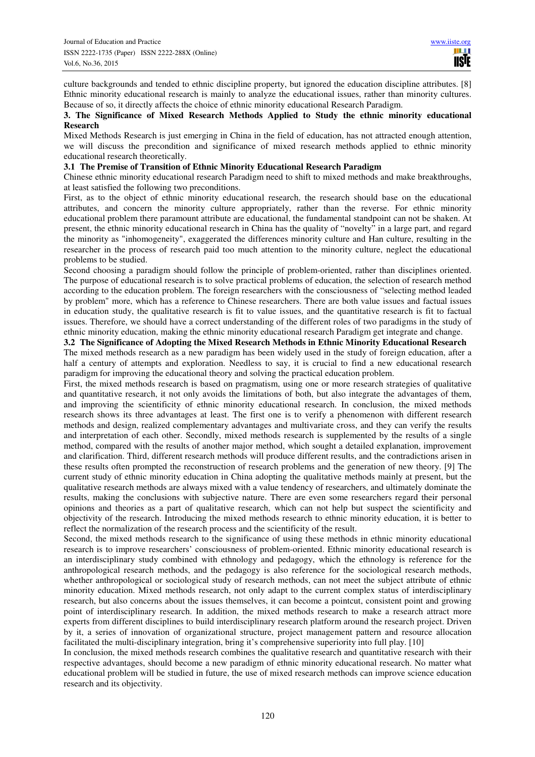culture backgrounds and tended to ethnic discipline property, but ignored the education discipline attributes. [8] Ethnic minority educational research is mainly to analyze the educational issues, rather than minority cultures. Because of so, it directly affects the choice of ethnic minority educational Research Paradigm.

## 3. The Significance of Mixed Research Methods Applied to Study the ethnic minority educational Research

Mixed Methods Research is just emerging in China in the field of education, has not attracted enough attention, we will discuss the precondition and significance of mixed research methods applied to ethnic minority educational research theoretically.

### 3.1 The Premise of Transition of Ethnic Minority Educational Research Paradigm

Chinese ethnic minority educational research Paradigm need to shift to mixed methods and make breakthroughs, at least satisfied the following two preconditions.

First, as to the object of ethnic minority educational research, the research should base on the educational attributes, and concern the minority culture appropriately, rather than the reverse. For ethnic minority educational problem there paramount attribute are educational, the fundamental standpoint can not be shaken. At present, the ethnic minority educational research in China has the quality of "novelty" in a large part, and regard the minority as "inhomogeneity", exaggerated the differences minority culture and Han culture, resulting in the researcher in the process of research paid too much attention to the minority culture, neglect the educational problems to be studied.

Second choosing a paradigm should follow the principle of problem-oriented, rather than disciplines oriented. The purpose of educational research is to solve practical problems of education, the selection of research method according to the education problem. The foreign researchers with the consciousness of "selecting method leaded by problem" more, which has a reference to Chinese researchers. There are both value issues and factual issues in education study, the qualitative research is fit to value issues, and the quantitative research is fit to factual issues. Therefore, we should have a correct understanding of the different roles of two paradigms in the study of ethnic minority education, making the ethnic minority educational research Paradigm get integrate and change.

### 3.2 The Significance of Adopting the Mixed Research Methods in Ethnic Minority Educational Research

The mixed methods research as a new paradigm has been widely used in the study of foreign education, after a half a century of attempts and exploration. Needless to say, it is crucial to find a new educational research paradigm for improving the educational theory and solving the practical education problem.

First, the mixed methods research is based on pragmatism, using one or more research strategies of qualitative and quantitative research, it not only avoids the limitations of both, but also integrate the advantages of them, and improving the scientificity of ethnic minority educational research. In conclusion, the mixed methods research shows its three advantages at least. The first one is to verify a phenomenon with different research methods and design, realized complementary advantages and multivariate cross, and they can verify the results and interpretation of each other. Secondly, mixed methods research is supplemented by the results of a single method, compared with the results of another major method, which sought a detailed explanation, improvement and clarification. Third, different research methods will produce different results, and the contradictions arisen in these results often prompted the reconstruction of research problems and the generation of new theory. [9] The current study of ethnic minority education in China adopting the qualitative methods mainly at present, but the qualitative research methods are always mixed with a value tendency of researchers, and ultimately dominate the results, making the conclusions with subjective nature. There are even some researchers regard their personal opinions and theories as a part of qualitative research, which can not help but suspect the scientificity and objectivity of the research. Introducing the mixed methods research to ethnic minority education, it is better to reflect the normalization of the research process and the scientificity of the result.

Second, the mixed methods research to the significance of using these methods in ethnic minority educational research is to improve researchers' consciousness of problem-oriented. Ethnic minority educational research is an interdisciplinary study combined with ethnology and pedagogy, which the ethnology is reference for the anthropological research methods, and the pedagogy is also reference for the sociological research methods, whether anthropological or sociological study of research methods, can not meet the subject attribute of ethnic minority education. Mixed methods research, not only adapt to the current complex status of interdisciplinary research, but also concerns about the issues themselves, it can become a pointcut, consistent point and growing point of interdisciplinary research. In addition, the mixed methods research to make a research attract more experts from different disciplines to build interdisciplinary research platform around the research project. Driven by it, a series of innovation of organizational structure, project management pattern and resource allocation facilitated the multi-disciplinary integration, bring it's comprehensive superiority into full play. [10]

In conclusion, the mixed methods research combines the qualitative research and quantitative research with their respective advantages, should become a new paradigm of ethnic minority educational research. No matter what educational problem will be studied in future, the use of mixed research methods can improve science education research and its objectivity.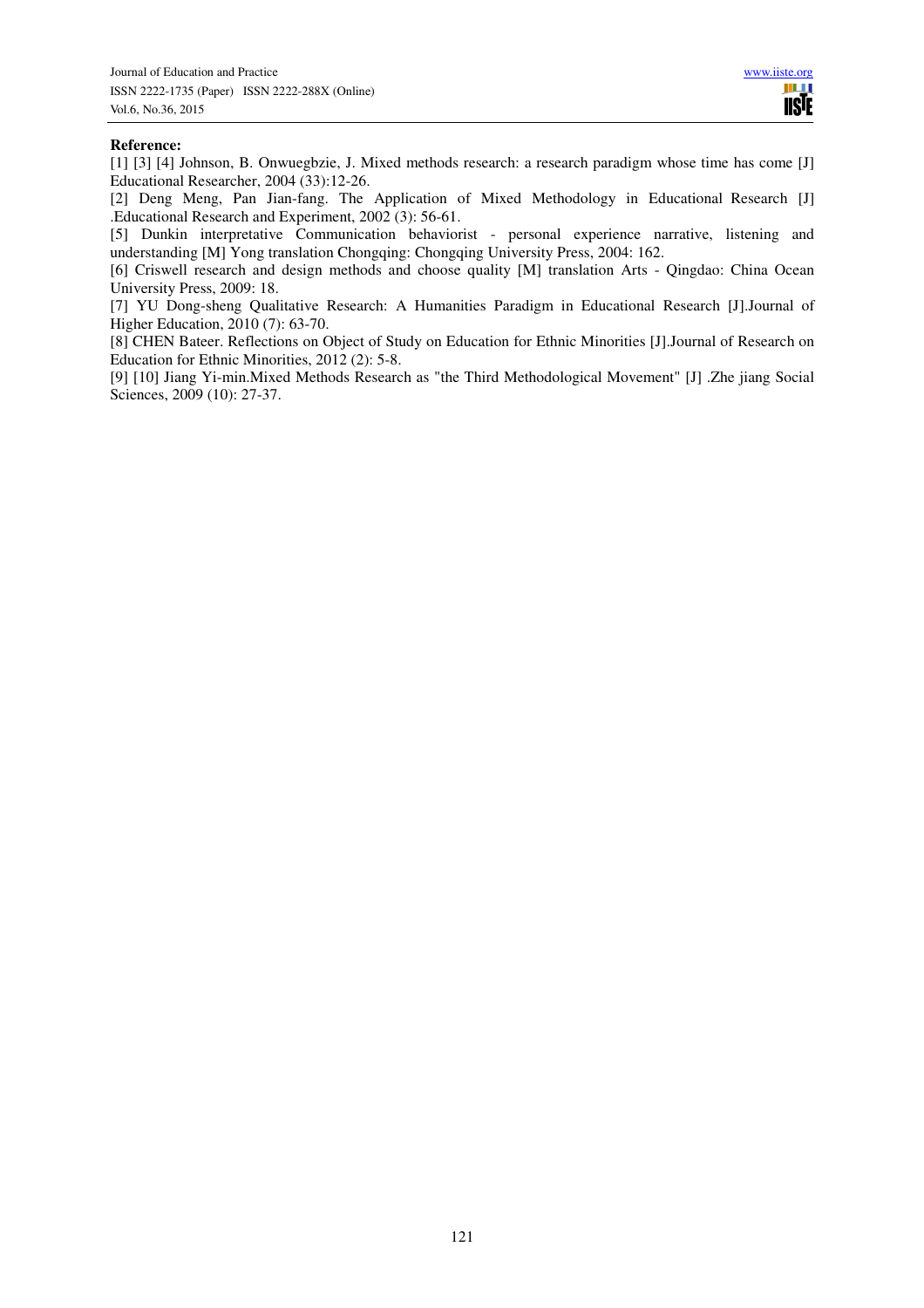**Reference:**

[1] [3] [4] Johnson, B. Onwuegbzie, J. Mixed methods research: a research paradigm whose time has come [J] Educational Researcher, 2004 (33):12-26.

[2] Deng Meng, Pan Jian-fang. The Application of Mixed Methodology in Educational Research [J] .Educational Research and Experiment, 2002 (3): 56-61.

[5] Dunkin interpretative Communication behaviorist - personal experience narrative, listening and understanding [M] Yong translation Chongqing: Chongqing University Press, 2004: 162.

[6] Criswell research and design methods and choose quality [M] translation Arts - Qingdao: China Ocean University Press, 2009: 18.

[7] YU Dong-sheng Qualitative Research: A Humanities Paradigm in Educational Research [J].Journal of Higher Education, 2010 (7): 63-70.

[8] CHEN Bateer. Reflections on Object of Study on Education for Ethnic Minorities [J].Journal of Research on Education for Ethnic Minorities, 2012 (2): 5-8.

[9] [10] Jiang Yi-min.Mixed Methods Research as "the Third Methodological Movement" [J] .Zhe jiang Social Sciences, 2009 (10): 27-37.